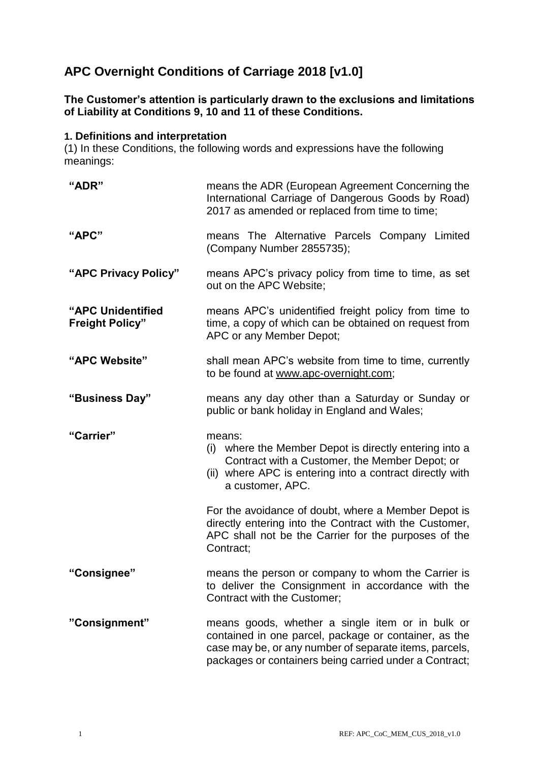# APC Overnight Conditions of Carriage 2018 [v1.0]

**The Customer's attention is particularly drawn to the exclusions and limitations of Liability at Conditions 9, 10 and 11 of these Conditions.**

### 1. Definitions and interpretation

(1) In these Conditions, the following words and expressions have the following meanings:

| | |
|---|---|
| **"ADR"** | means the ADR (European Agreement Concerning the International Carriage of Dangerous Goods by Road) 2017 as amended or replaced from time to time; |
| **"APC"** | means The Alternative Parcels Company Limited (Company Number 2855735); |
| **"APC Privacy Policy"** | means APC's privacy policy from time to time, as set out on the APC Website; |
| **"APC Unidentified Freight Policy"** | means APC's unidentified freight policy from time to time, a copy of which can be obtained on request from APC or any Member Depot; |
| **"APC Website"** | shall mean APC's website from time to time, currently to be found at www.apc-overnight.com; |
| **"Business Day"** | means any day other than a Saturday or Sunday or public or bank holiday in England and Wales; |
| **"Carrier"** | means: (i) where the Member Depot is directly entering into a Contract with a Customer, the Member Depot; or (ii) where APC is entering into a contract directly with a customer, APC. For the avoidance of doubt, where a Member Depot is directly entering into the Contract with the Customer, APC shall not be the Carrier for the purposes of the Contract; |
| **"Consignee"** | means the person or company to whom the Carrier is to deliver the Consignment in accordance with the Contract with the Customer; |
| **"Consignment"** | means goods, whether a single item or in bulk or contained in one parcel, package or container, as the case may be, or any number of separate items, parcels, packages or containers being carried under a Contract; |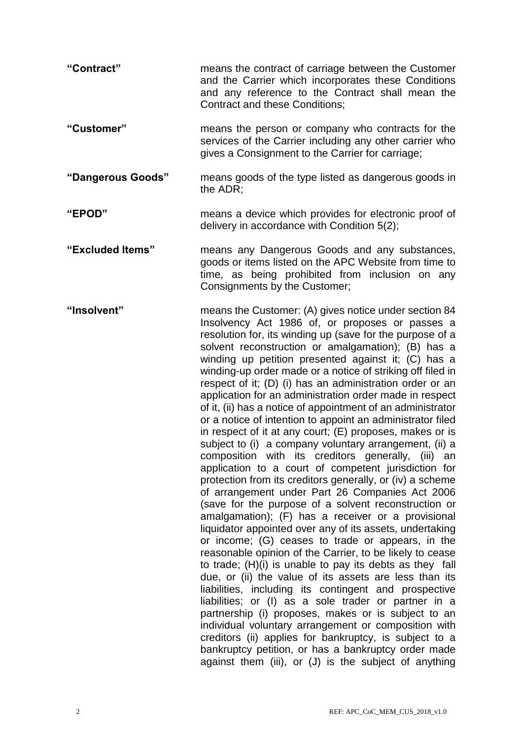**"Contract"** means the contract of carriage between the Customer and the Carrier which incorporates these Conditions and any reference to the Contract shall mean the Contract and these Conditions;

**"Customer"** means the person or company who contracts for the services of the Carrier including any other carrier who gives a Consignment to the Carrier for carriage;

**"Dangerous Goods"** means goods of the type listed as dangerous goods in the ADR;

**"EPOD"** means a device which provides for electronic proof of delivery in accordance with Condition 5(2);

**"Excluded Items"** means any Dangerous Goods and any substances, goods or items listed on the APC Website from time to time, as being prohibited from inclusion on any Consignments by the Customer;

**"Insolvent"** means the Customer: (A) gives notice under section 84 Insolvency Act 1986 of, or proposes or passes a resolution for, its winding up (save for the purpose of a solvent reconstruction or amalgamation); (B) has a winding up petition presented against it; (C) has a winding-up order made or a notice of striking off filed in respect of it; (D) (i) has an administration order or an application for an administration order made in respect of it, (ii) has a notice of appointment of an administrator or a notice of intention to appoint an administrator filed in respect of it at any court; (E) proposes, makes or is subject to (i) a company voluntary arrangement, (ii) a composition with its creditors generally, (iii) an application to a court of competent jurisdiction for protection from its creditors generally, or (iv) a scheme of arrangement under Part 26 Companies Act 2006 (save for the purpose of a solvent reconstruction or amalgamation); (F) has a receiver or a provisional liquidator appointed over any of its assets, undertaking or income; (G) ceases to trade or appears, in the reasonable opinion of the Carrier, to be likely to cease to trade; (H)(i) is unable to pay its debts as they fall due, or (ii) the value of its assets are less than its liabilities, including its contingent and prospective liabilities; or (I) as a sole trader or partner in a partnership (i) proposes, makes or is subject to an individual voluntary arrangement or composition with creditors (ii) applies for bankruptcy, is subject to a bankruptcy petition, or has a bankruptcy order made against them (iii), or (J) is the subject of anything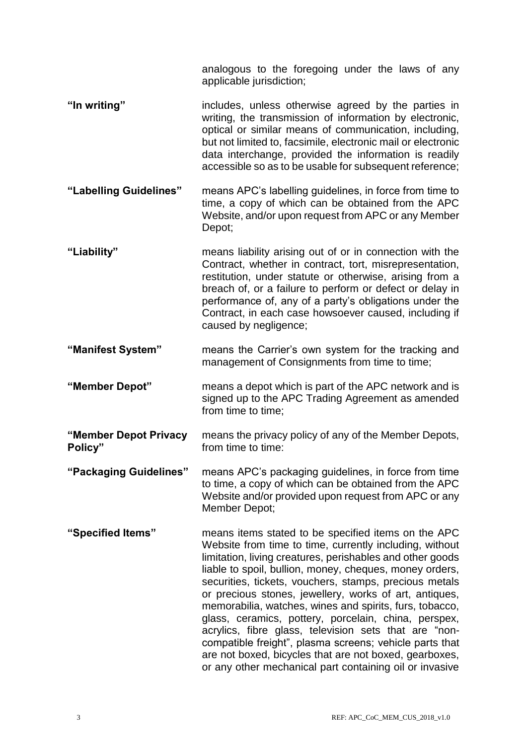analogous to the foregoing under the laws of any applicable jurisdiction;

**"In writing"** includes, unless otherwise agreed by the parties in writing, the transmission of information by electronic, optical or similar means of communication, including, but not limited to, facsimile, electronic mail or electronic data interchange, provided the information is readily accessible so as to be usable for subsequent reference;

**"Labelling Guidelines"** means APC's labelling guidelines, in force from time to time, a copy of which can be obtained from the APC Website, and/or upon request from APC or any Member Depot;

**"Liability"** means liability arising out of or in connection with the Contract, whether in contract, tort, misrepresentation, restitution, under statute or otherwise, arising from a breach of, or a failure to perform or defect or delay in performance of, any of a party's obligations under the Contract, in each case howsoever caused, including if caused by negligence;

**"Manifest System"** means the Carrier's own system for the tracking and management of Consignments from time to time;

**"Member Depot"** means a depot which is part of the APC network and is signed up to the APC Trading Agreement as amended from time to time;

**"Member Depot Privacy Policy"** means the privacy policy of any of the Member Depots, from time to time:

**"Packaging Guidelines"** means APC's packaging guidelines, in force from time to time, a copy of which can be obtained from the APC Website and/or provided upon request from APC or any Member Depot;

**"Specified Items"** means items stated to be specified items on the APC Website from time to time, currently including, without limitation, living creatures, perishables and other goods liable to spoil, bullion, money, cheques, money orders, securities, tickets, vouchers, stamps, precious metals or precious stones, jewellery, works of art, antiques, memorabilia, watches, wines and spirits, furs, tobacco, glass, ceramics, pottery, porcelain, china, perspex, acrylics, fibre glass, television sets that are "non-compatible freight", plasma screens; vehicle parts that are not boxed, bicycles that are not boxed, gearboxes, or any other mechanical part containing oil or invasive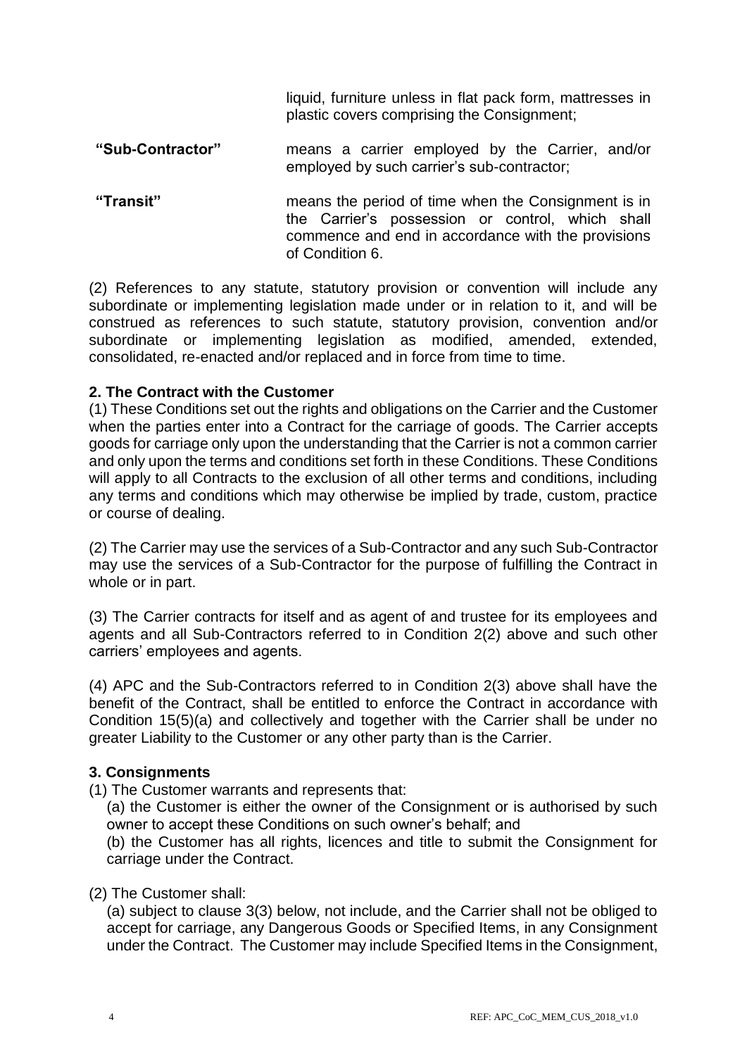| | |
|---|---|
| | liquid, furniture unless in flat pack form, mattresses in plastic covers comprising the Consignment; |
| **"Sub-Contractor"** | means a carrier employed by the Carrier, and/or employed by such carrier's sub-contractor; |
| **"Transit"** | means the period of time when the Consignment is in the Carrier's possession or control, which shall commence and end in accordance with the provisions of Condition 6. |

(2) References to any statute, statutory provision or convention will include any subordinate or implementing legislation made under or in relation to it, and will be construed as references to such statute, statutory provision, convention and/or subordinate or implementing legislation as modified, amended, extended, consolidated, re-enacted and/or replaced and in force from time to time.

**2. The Contract with the Customer**

(1) These Conditions set out the rights and obligations on the Carrier and the Customer when the parties enter into a Contract for the carriage of goods. The Carrier accepts goods for carriage only upon the understanding that the Carrier is not a common carrier and only upon the terms and conditions set forth in these Conditions. These Conditions will apply to all Contracts to the exclusion of all other terms and conditions, including any terms and conditions which may otherwise be implied by trade, custom, practice or course of dealing.

(2) The Carrier may use the services of a Sub-Contractor and any such Sub-Contractor may use the services of a Sub-Contractor for the purpose of fulfilling the Contract in whole or in part.

(3) The Carrier contracts for itself and as agent of and trustee for its employees and agents and all Sub-Contractors referred to in Condition 2(2) above and such other carriers' employees and agents.

(4) APC and the Sub-Contractors referred to in Condition 2(3) above shall have the benefit of the Contract, shall be entitled to enforce the Contract in accordance with Condition 15(5)(a) and collectively and together with the Carrier shall be under no greater Liability to the Customer or any other party than is the Carrier.

**3. Consignments**

(1) The Customer warrants and represents that:

(a) the Customer is either the owner of the Consignment or is authorised by such owner to accept these Conditions on such owner's behalf; and

(b) the Customer has all rights, licences and title to submit the Consignment for carriage under the Contract.

(2) The Customer shall:

(a) subject to clause 3(3) below, not include, and the Carrier shall not be obliged to accept for carriage, any Dangerous Goods or Specified Items, in any Consignment under the Contract. The Customer may include Specified Items in the Consignment,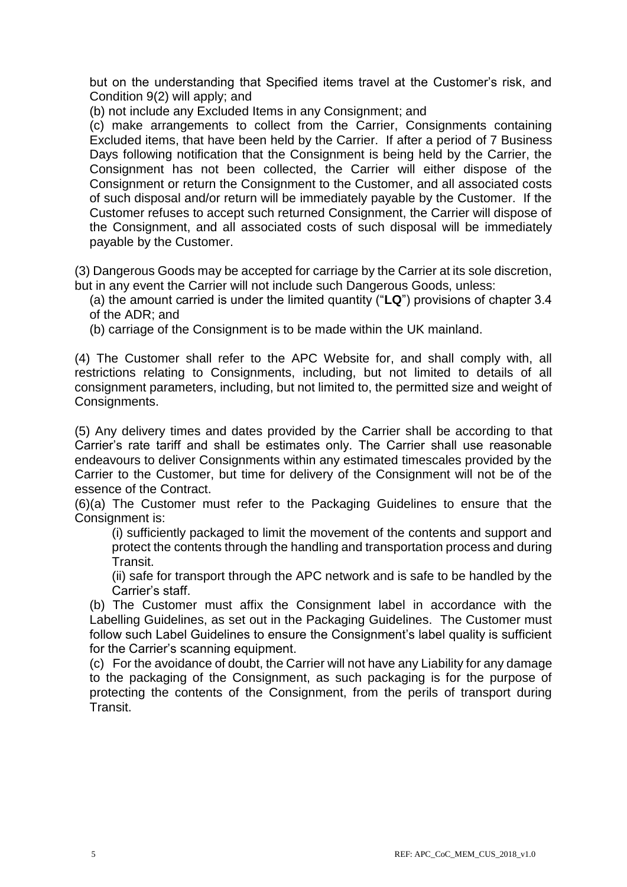but on the understanding that Specified items travel at the Customer's risk, and Condition 9(2) will apply; and

(b) not include any Excluded Items in any Consignment; and

(c) make arrangements to collect from the Carrier, Consignments containing Excluded items, that have been held by the Carrier. If after a period of 7 Business Days following notification that the Consignment is being held by the Carrier, the Consignment has not been collected, the Carrier will either dispose of the Consignment or return the Consignment to the Customer, and all associated costs of such disposal and/or return will be immediately payable by the Customer. If the Customer refuses to accept such returned Consignment, the Carrier will dispose of the Consignment, and all associated costs of such disposal will be immediately payable by the Customer.

(3) Dangerous Goods may be accepted for carriage by the Carrier at its sole discretion, but in any event the Carrier will not include such Dangerous Goods, unless:

(a) the amount carried is under the limited quantity ("**LQ**") provisions of chapter 3.4 of the ADR; and

(b) carriage of the Consignment is to be made within the UK mainland.

(4) The Customer shall refer to the APC Website for, and shall comply with, all restrictions relating to Consignments, including, but not limited to details of all consignment parameters, including, but not limited to, the permitted size and weight of Consignments.

(5) Any delivery times and dates provided by the Carrier shall be according to that Carrier's rate tariff and shall be estimates only. The Carrier shall use reasonable endeavours to deliver Consignments within any estimated timescales provided by the Carrier to the Customer, but time for delivery of the Consignment will not be of the essence of the Contract.

(6)(a) The Customer must refer to the Packaging Guidelines to ensure that the Consignment is:

(i) sufficiently packaged to limit the movement of the contents and support and protect the contents through the handling and transportation process and during Transit.

(ii) safe for transport through the APC network and is safe to be handled by the Carrier's staff.

(b) The Customer must affix the Consignment label in accordance with the Labelling Guidelines, as set out in the Packaging Guidelines. The Customer must follow such Label Guidelines to ensure the Consignment's label quality is sufficient for the Carrier's scanning equipment.

(c) For the avoidance of doubt, the Carrier will not have any Liability for any damage to the packaging of the Consignment, as such packaging is for the purpose of protecting the contents of the Consignment, from the perils of transport during Transit.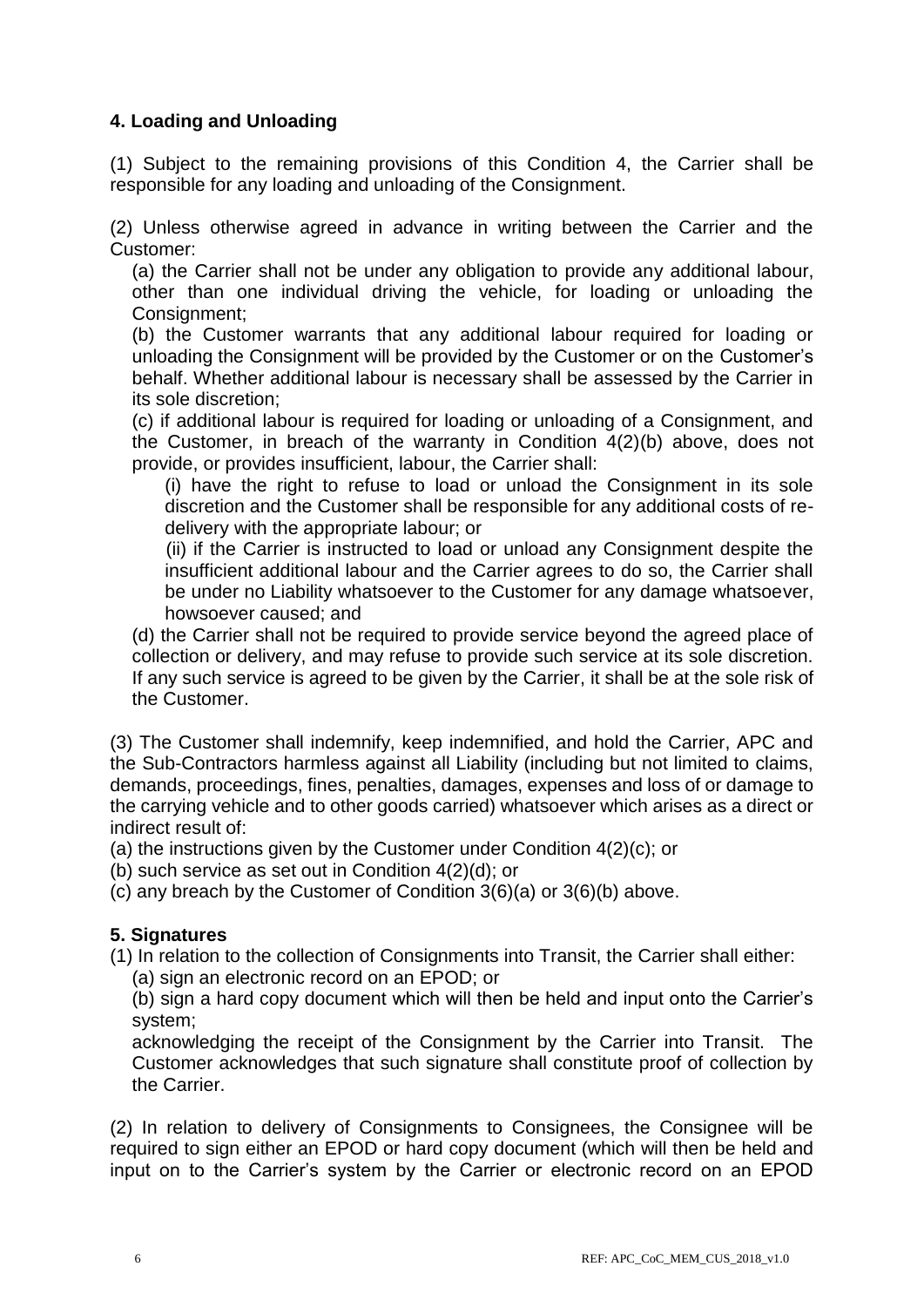**4. Loading and Unloading**

(1) Subject to the remaining provisions of this Condition 4, the Carrier shall be responsible for any loading and unloading of the Consignment.

(2) Unless otherwise agreed in advance in writing between the Carrier and the Customer:

(a) the Carrier shall not be under any obligation to provide any additional labour, other than one individual driving the vehicle, for loading or unloading the Consignment;

(b) the Customer warrants that any additional labour required for loading or unloading the Consignment will be provided by the Customer or on the Customer's behalf. Whether additional labour is necessary shall be assessed by the Carrier in its sole discretion;

(c) if additional labour is required for loading or unloading of a Consignment, and the Customer, in breach of the warranty in Condition 4(2)(b) above, does not provide, or provides insufficient, labour, the Carrier shall:

(i) have the right to refuse to load or unload the Consignment in its sole discretion and the Customer shall be responsible for any additional costs of re-delivery with the appropriate labour; or

(ii) if the Carrier is instructed to load or unload any Consignment despite the insufficient additional labour and the Carrier agrees to do so, the Carrier shall be under no Liability whatsoever to the Customer for any damage whatsoever, howsoever caused; and

(d) the Carrier shall not be required to provide service beyond the agreed place of collection or delivery, and may refuse to provide such service at its sole discretion. If any such service is agreed to be given by the Carrier, it shall be at the sole risk of the Customer.

(3) The Customer shall indemnify, keep indemnified, and hold the Carrier, APC and the Sub-Contractors harmless against all Liability (including but not limited to claims, demands, proceedings, fines, penalties, damages, expenses and loss of or damage to the carrying vehicle and to other goods carried) whatsoever which arises as a direct or indirect result of:

(a) the instructions given by the Customer under Condition 4(2)(c); or

(b) such service as set out in Condition 4(2)(d); or

(c) any breach by the Customer of Condition 3(6)(a) or 3(6)(b) above.

**5. Signatures**

(1) In relation to the collection of Consignments into Transit, the Carrier shall either:

(a) sign an electronic record on an EPOD; or

(b) sign a hard copy document which will then be held and input onto the Carrier's system;

acknowledging the receipt of the Consignment by the Carrier into Transit. The Customer acknowledges that such signature shall constitute proof of collection by the Carrier.

(2) In relation to delivery of Consignments to Consignees, the Consignee will be required to sign either an EPOD or hard copy document (which will then be held and input on to the Carrier's system by the Carrier or electronic record on an EPOD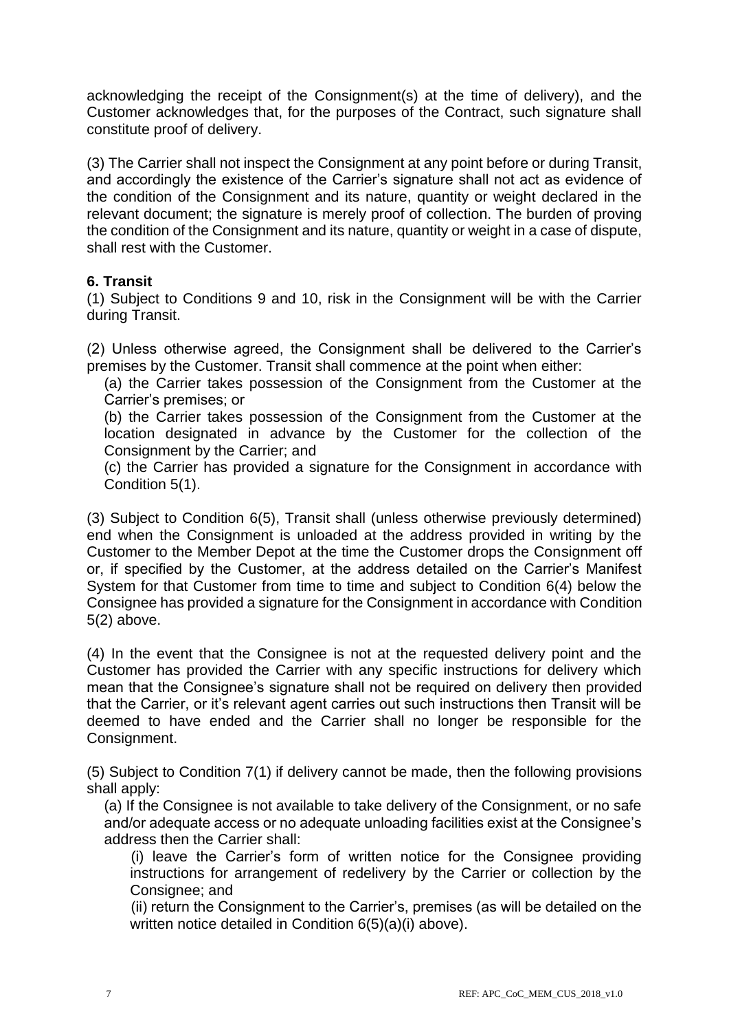acknowledging the receipt of the Consignment(s) at the time of delivery), and the Customer acknowledges that, for the purposes of the Contract, such signature shall constitute proof of delivery.

(3) The Carrier shall not inspect the Consignment at any point before or during Transit, and accordingly the existence of the Carrier's signature shall not act as evidence of the condition of the Consignment and its nature, quantity or weight declared in the relevant document; the signature is merely proof of collection. The burden of proving the condition of the Consignment and its nature, quantity or weight in a case of dispute, shall rest with the Customer.

**6. Transit**

(1) Subject to Conditions 9 and 10, risk in the Consignment will be with the Carrier during Transit.

(2) Unless otherwise agreed, the Consignment shall be delivered to the Carrier's premises by the Customer. Transit shall commence at the point when either:

(a) the Carrier takes possession of the Consignment from the Customer at the Carrier's premises; or

(b) the Carrier takes possession of the Consignment from the Customer at the location designated in advance by the Customer for the collection of the Consignment by the Carrier; and

(c) the Carrier has provided a signature for the Consignment in accordance with Condition 5(1).

(3) Subject to Condition 6(5), Transit shall (unless otherwise previously determined) end when the Consignment is unloaded at the address provided in writing by the Customer to the Member Depot at the time the Customer drops the Consignment off or, if specified by the Customer, at the address detailed on the Carrier's Manifest System for that Customer from time to time and subject to Condition 6(4) below the Consignee has provided a signature for the Consignment in accordance with Condition 5(2) above.

(4) In the event that the Consignee is not at the requested delivery point and the Customer has provided the Carrier with any specific instructions for delivery which mean that the Consignee's signature shall not be required on delivery then provided that the Carrier, or it's relevant agent carries out such instructions then Transit will be deemed to have ended and the Carrier shall no longer be responsible for the Consignment.

(5) Subject to Condition 7(1) if delivery cannot be made, then the following provisions shall apply:

(a) If the Consignee is not available to take delivery of the Consignment, or no safe and/or adequate access or no adequate unloading facilities exist at the Consignee's address then the Carrier shall:

(i) leave the Carrier's form of written notice for the Consignee providing instructions for arrangement of redelivery by the Carrier or collection by the Consignee; and

(ii) return the Consignment to the Carrier's, premises (as will be detailed on the written notice detailed in Condition 6(5)(a)(i) above).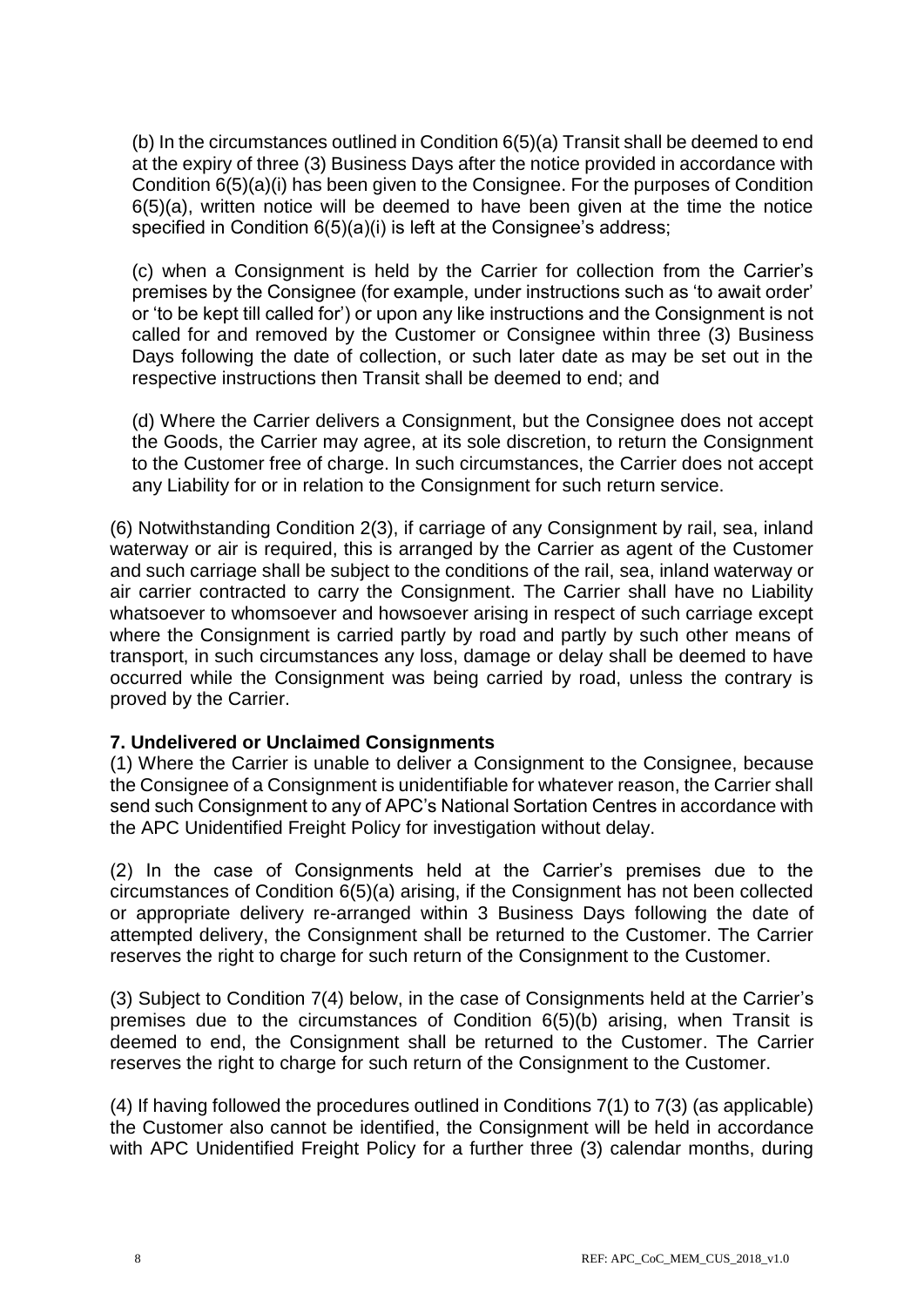(b) In the circumstances outlined in Condition 6(5)(a) Transit shall be deemed to end at the expiry of three (3) Business Days after the notice provided in accordance with Condition 6(5)(a)(i) has been given to the Consignee. For the purposes of Condition 6(5)(a), written notice will be deemed to have been given at the time the notice specified in Condition 6(5)(a)(i) is left at the Consignee's address;

(c) when a Consignment is held by the Carrier for collection from the Carrier's premises by the Consignee (for example, under instructions such as 'to await order' or 'to be kept till called for') or upon any like instructions and the Consignment is not called for and removed by the Customer or Consignee within three (3) Business Days following the date of collection, or such later date as may be set out in the respective instructions then Transit shall be deemed to end; and

(d) Where the Carrier delivers a Consignment, but the Consignee does not accept the Goods, the Carrier may agree, at its sole discretion, to return the Consignment to the Customer free of charge. In such circumstances, the Carrier does not accept any Liability for or in relation to the Consignment for such return service.

(6) Notwithstanding Condition 2(3), if carriage of any Consignment by rail, sea, inland waterway or air is required, this is arranged by the Carrier as agent of the Customer and such carriage shall be subject to the conditions of the rail, sea, inland waterway or air carrier contracted to carry the Consignment. The Carrier shall have no Liability whatsoever to whomsoever and howsoever arising in respect of such carriage except where the Consignment is carried partly by road and partly by such other means of transport, in such circumstances any loss, damage or delay shall be deemed to have occurred while the Consignment was being carried by road, unless the contrary is proved by the Carrier.

**7. Undelivered or Unclaimed Consignments**

(1) Where the Carrier is unable to deliver a Consignment to the Consignee, because the Consignee of a Consignment is unidentifiable for whatever reason, the Carrier shall send such Consignment to any of APC's National Sortation Centres in accordance with the APC Unidentified Freight Policy for investigation without delay.

(2) In the case of Consignments held at the Carrier's premises due to the circumstances of Condition 6(5)(a) arising, if the Consignment has not been collected or appropriate delivery re-arranged within 3 Business Days following the date of attempted delivery, the Consignment shall be returned to the Customer. The Carrier reserves the right to charge for such return of the Consignment to the Customer.

(3) Subject to Condition 7(4) below, in the case of Consignments held at the Carrier's premises due to the circumstances of Condition 6(5)(b) arising, when Transit is deemed to end, the Consignment shall be returned to the Customer. The Carrier reserves the right to charge for such return of the Consignment to the Customer.

(4) If having followed the procedures outlined in Conditions 7(1) to 7(3) (as applicable) the Customer also cannot be identified, the Consignment will be held in accordance with APC Unidentified Freight Policy for a further three (3) calendar months, during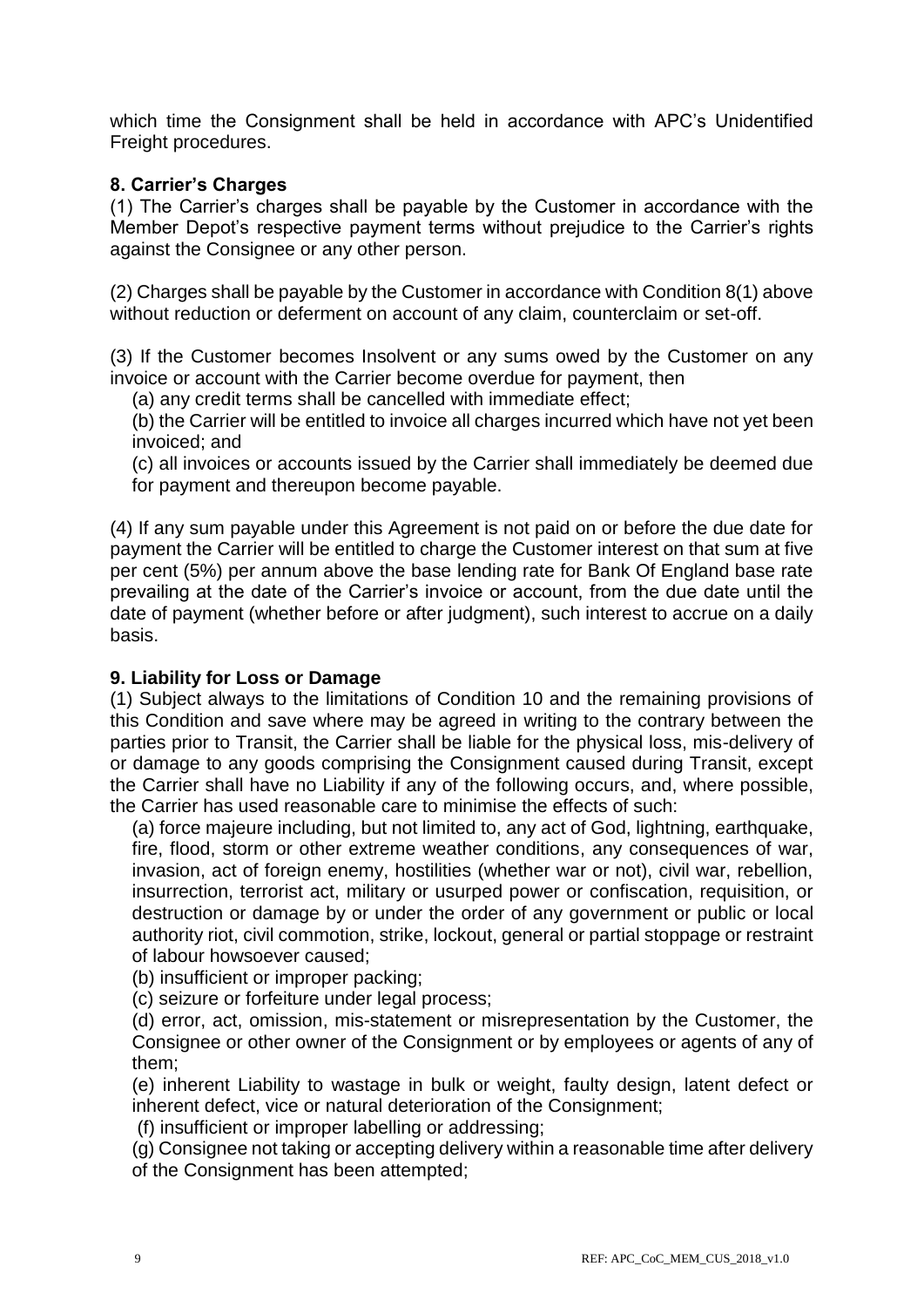which time the Consignment shall be held in accordance with APC's Unidentified Freight procedures.

**8. Carrier's Charges**

(1) The Carrier's charges shall be payable by the Customer in accordance with the Member Depot's respective payment terms without prejudice to the Carrier's rights against the Consignee or any other person.

(2) Charges shall be payable by the Customer in accordance with Condition 8(1) above without reduction or deferment on account of any claim, counterclaim or set-off.

(3) If the Customer becomes Insolvent or any sums owed by the Customer on any invoice or account with the Carrier become overdue for payment, then

(a) any credit terms shall be cancelled with immediate effect;

(b) the Carrier will be entitled to invoice all charges incurred which have not yet been invoiced; and

(c) all invoices or accounts issued by the Carrier shall immediately be deemed due for payment and thereupon become payable.

(4) If any sum payable under this Agreement is not paid on or before the due date for payment the Carrier will be entitled to charge the Customer interest on that sum at five per cent (5%) per annum above the base lending rate for Bank Of England base rate prevailing at the date of the Carrier's invoice or account, from the due date until the date of payment (whether before or after judgment), such interest to accrue on a daily basis.

**9. Liability for Loss or Damage**

(1) Subject always to the limitations of Condition 10 and the remaining provisions of this Condition and save where may be agreed in writing to the contrary between the parties prior to Transit, the Carrier shall be liable for the physical loss, mis-delivery of or damage to any goods comprising the Consignment caused during Transit, except the Carrier shall have no Liability if any of the following occurs, and, where possible, the Carrier has used reasonable care to minimise the effects of such:

(a) force majeure including, but not limited to, any act of God, lightning, earthquake, fire, flood, storm or other extreme weather conditions, any consequences of war, invasion, act of foreign enemy, hostilities (whether war or not), civil war, rebellion, insurrection, terrorist act, military or usurped power or confiscation, requisition, or destruction or damage by or under the order of any government or public or local authority riot, civil commotion, strike, lockout, general or partial stoppage or restraint of labour howsoever caused;

(b) insufficient or improper packing;

(c) seizure or forfeiture under legal process;

(d) error, act, omission, mis-statement or misrepresentation by the Customer, the Consignee or other owner of the Consignment or by employees or agents of any of them;

(e) inherent Liability to wastage in bulk or weight, faulty design, latent defect or inherent defect, vice or natural deterioration of the Consignment;

(f) insufficient or improper labelling or addressing;

(g) Consignee not taking or accepting delivery within a reasonable time after delivery of the Consignment has been attempted;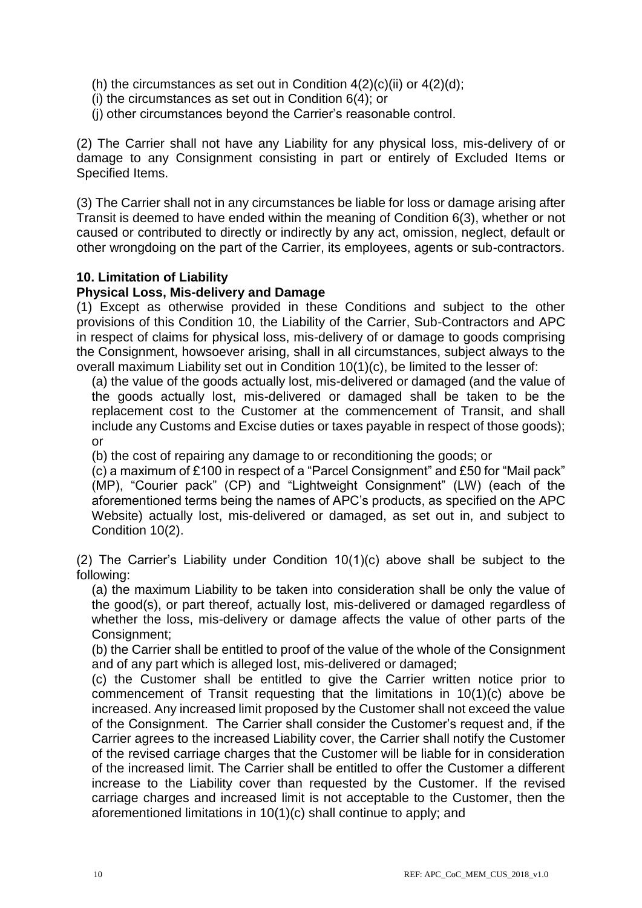(h) the circumstances as set out in Condition 4(2)(c)(ii) or 4(2)(d);

(i) the circumstances as set out in Condition 6(4); or

(j) other circumstances beyond the Carrier's reasonable control.

(2) The Carrier shall not have any Liability for any physical loss, mis-delivery of or damage to any Consignment consisting in part or entirely of Excluded Items or Specified Items.

(3) The Carrier shall not in any circumstances be liable for loss or damage arising after Transit is deemed to have ended within the meaning of Condition 6(3), whether or not caused or contributed to directly or indirectly by any act, omission, neglect, default or other wrongdoing on the part of the Carrier, its employees, agents or sub-contractors.

**10. Limitation of Liability**

**Physical Loss, Mis-delivery and Damage**

(1) Except as otherwise provided in these Conditions and subject to the other provisions of this Condition 10, the Liability of the Carrier, Sub-Contractors and APC in respect of claims for physical loss, mis-delivery of or damage to goods comprising the Consignment, howsoever arising, shall in all circumstances, subject always to the overall maximum Liability set out in Condition 10(1)(c), be limited to the lesser of:

(a) the value of the goods actually lost, mis-delivered or damaged (and the value of the goods actually lost, mis-delivered or damaged shall be taken to be the replacement cost to the Customer at the commencement of Transit, and shall include any Customs and Excise duties or taxes payable in respect of those goods); or

(b) the cost of repairing any damage to or reconditioning the goods; or

(c) a maximum of £100 in respect of a "Parcel Consignment" and £50 for "Mail pack" (MP), "Courier pack" (CP) and "Lightweight Consignment" (LW) (each of the aforementioned terms being the names of APC's products, as specified on the APC Website) actually lost, mis-delivered or damaged, as set out in, and subject to Condition 10(2).

(2) The Carrier's Liability under Condition 10(1)(c) above shall be subject to the following:

(a) the maximum Liability to be taken into consideration shall be only the value of the good(s), or part thereof, actually lost, mis-delivered or damaged regardless of whether the loss, mis-delivery or damage affects the value of other parts of the Consignment;

(b) the Carrier shall be entitled to proof of the value of the whole of the Consignment and of any part which is alleged lost, mis-delivered or damaged;

(c) the Customer shall be entitled to give the Carrier written notice prior to commencement of Transit requesting that the limitations in 10(1)(c) above be increased. Any increased limit proposed by the Customer shall not exceed the value of the Consignment. The Carrier shall consider the Customer's request and, if the Carrier agrees to the increased Liability cover, the Carrier shall notify the Customer of the revised carriage charges that the Customer will be liable for in consideration of the increased limit. The Carrier shall be entitled to offer the Customer a different increase to the Liability cover than requested by the Customer. If the revised carriage charges and increased limit is not acceptable to the Customer, then the aforementioned limitations in 10(1)(c) shall continue to apply; and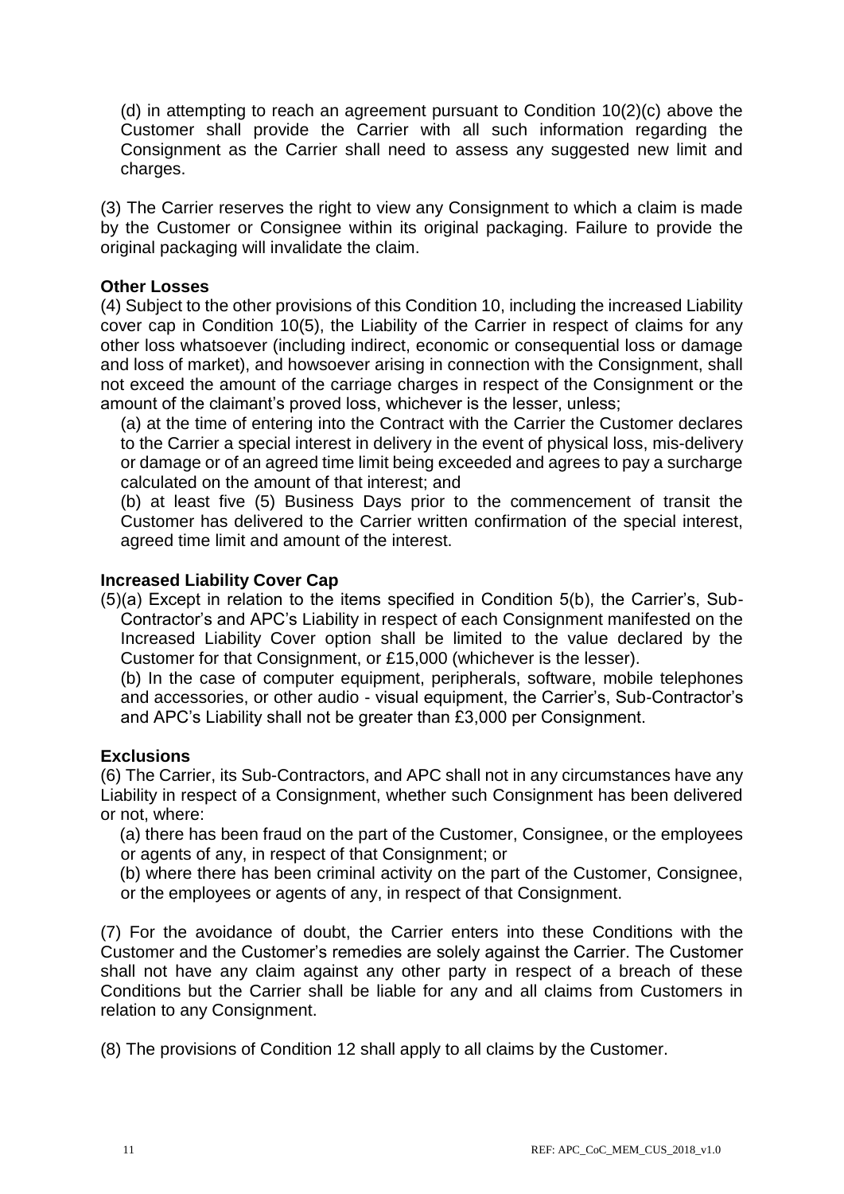(d) in attempting to reach an agreement pursuant to Condition 10(2)(c) above the Customer shall provide the Carrier with all such information regarding the Consignment as the Carrier shall need to assess any suggested new limit and charges.

(3) The Carrier reserves the right to view any Consignment to which a claim is made by the Customer or Consignee within its original packaging. Failure to provide the original packaging will invalidate the claim.

**Other Losses**

(4) Subject to the other provisions of this Condition 10, including the increased Liability cover cap in Condition 10(5), the Liability of the Carrier in respect of claims for any other loss whatsoever (including indirect, economic or consequential loss or damage and loss of market), and howsoever arising in connection with the Consignment, shall not exceed the amount of the carriage charges in respect of the Consignment or the amount of the claimant's proved loss, whichever is the lesser, unless;

(a) at the time of entering into the Contract with the Carrier the Customer declares to the Carrier a special interest in delivery in the event of physical loss, mis-delivery or damage or of an agreed time limit being exceeded and agrees to pay a surcharge calculated on the amount of that interest; and

(b) at least five (5) Business Days prior to the commencement of transit the Customer has delivered to the Carrier written confirmation of the special interest, agreed time limit and amount of the interest.

**Increased Liability Cover Cap**

(5)(a) Except in relation to the items specified in Condition 5(b), the Carrier's, Sub-Contractor's and APC's Liability in respect of each Consignment manifested on the Increased Liability Cover option shall be limited to the value declared by the Customer for that Consignment, or £15,000 (whichever is the lesser).

(b) In the case of computer equipment, peripherals, software, mobile telephones and accessories, or other audio - visual equipment, the Carrier's, Sub-Contractor's and APC's Liability shall not be greater than £3,000 per Consignment.

**Exclusions**

(6) The Carrier, its Sub-Contractors, and APC shall not in any circumstances have any Liability in respect of a Consignment, whether such Consignment has been delivered or not, where:

(a) there has been fraud on the part of the Customer, Consignee, or the employees or agents of any, in respect of that Consignment; or

(b) where there has been criminal activity on the part of the Customer, Consignee, or the employees or agents of any, in respect of that Consignment.

(7) For the avoidance of doubt, the Carrier enters into these Conditions with the Customer and the Customer's remedies are solely against the Carrier. The Customer shall not have any claim against any other party in respect of a breach of these Conditions but the Carrier shall be liable for any and all claims from Customers in relation to any Consignment.

(8) The provisions of Condition 12 shall apply to all claims by the Customer.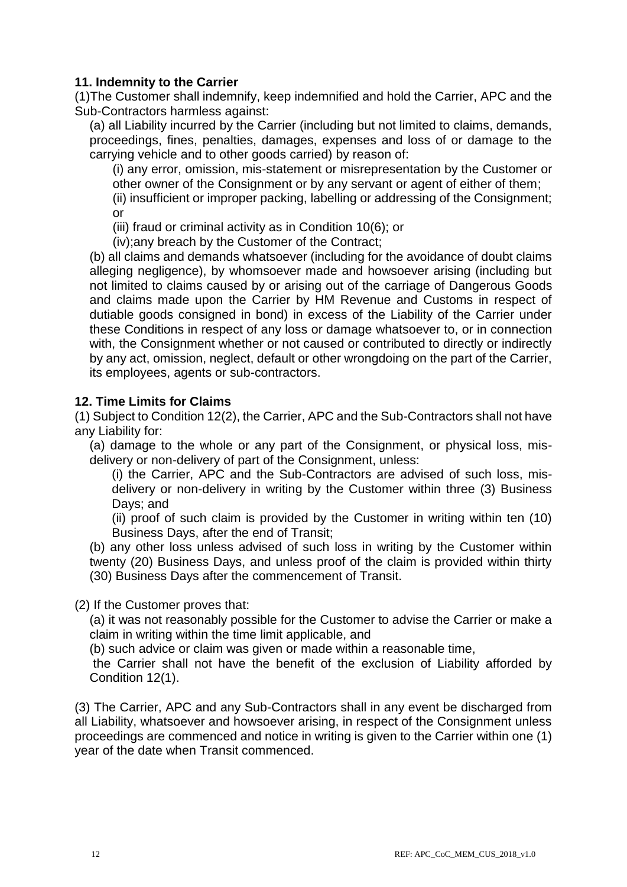### 11. Indemnity to the Carrier

(1)The Customer shall indemnify, keep indemnified and hold the Carrier, APC and the Sub-Contractors harmless against:

(a) all Liability incurred by the Carrier (including but not limited to claims, demands, proceedings, fines, penalties, damages, expenses and loss of or damage to the carrying vehicle and to other goods carried) by reason of:

(i) any error, omission, mis-statement or misrepresentation by the Customer or other owner of the Consignment or by any servant or agent of either of them;

(ii) insufficient or improper packing, labelling or addressing of the Consignment; or

(iii) fraud or criminal activity as in Condition 10(6); or

(iv);any breach by the Customer of the Contract;

(b) all claims and demands whatsoever (including for the avoidance of doubt claims alleging negligence), by whomsoever made and howsoever arising (including but not limited to claims caused by or arising out of the carriage of Dangerous Goods and claims made upon the Carrier by HM Revenue and Customs in respect of dutiable goods consigned in bond) in excess of the Liability of the Carrier under these Conditions in respect of any loss or damage whatsoever to, or in connection with, the Consignment whether or not caused or contributed to directly or indirectly by any act, omission, neglect, default or other wrongdoing on the part of the Carrier, its employees, agents or sub-contractors.

### 12. Time Limits for Claims

(1) Subject to Condition 12(2), the Carrier, APC and the Sub-Contractors shall not have any Liability for:

(a) damage to the whole or any part of the Consignment, or physical loss, mis-delivery or non-delivery of part of the Consignment, unless:

(i) the Carrier, APC and the Sub-Contractors are advised of such loss, mis-delivery or non-delivery in writing by the Customer within three (3) Business Days; and

(ii) proof of such claim is provided by the Customer in writing within ten (10) Business Days, after the end of Transit;

(b) any other loss unless advised of such loss in writing by the Customer within twenty (20) Business Days, and unless proof of the claim is provided within thirty (30) Business Days after the commencement of Transit.

(2) If the Customer proves that:

(a) it was not reasonably possible for the Customer to advise the Carrier or make a claim in writing within the time limit applicable, and

(b) such advice or claim was given or made within a reasonable time,

the Carrier shall not have the benefit of the exclusion of Liability afforded by Condition 12(1).

(3) The Carrier, APC and any Sub-Contractors shall in any event be discharged from all Liability, whatsoever and howsoever arising, in respect of the Consignment unless proceedings are commenced and notice in writing is given to the Carrier within one (1) year of the date when Transit commenced.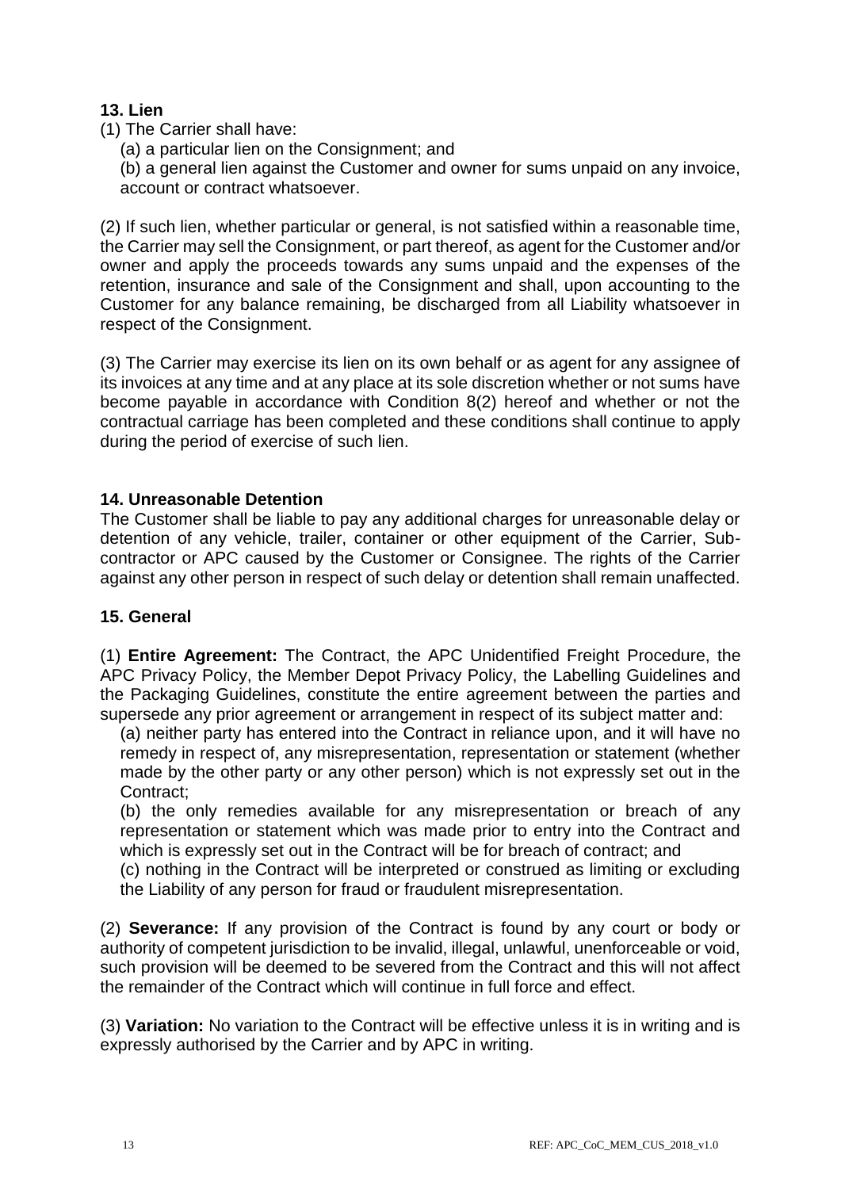## 13. Lien

(1) The Carrier shall have:

(a) a particular lien on the Consignment; and

(b) a general lien against the Customer and owner for sums unpaid on any invoice, account or contract whatsoever.

(2) If such lien, whether particular or general, is not satisfied within a reasonable time, the Carrier may sell the Consignment, or part thereof, as agent for the Customer and/or owner and apply the proceeds towards any sums unpaid and the expenses of the retention, insurance and sale of the Consignment and shall, upon accounting to the Customer for any balance remaining, be discharged from all Liability whatsoever in respect of the Consignment.

(3) The Carrier may exercise its lien on its own behalf or as agent for any assignee of its invoices at any time and at any place at its sole discretion whether or not sums have become payable in accordance with Condition 8(2) hereof and whether or not the contractual carriage has been completed and these conditions shall continue to apply during the period of exercise of such lien.

## 14. Unreasonable Detention

The Customer shall be liable to pay any additional charges for unreasonable delay or detention of any vehicle, trailer, container or other equipment of the Carrier, Sub-contractor or APC caused by the Customer or Consignee. The rights of the Carrier against any other person in respect of such delay or detention shall remain unaffected.

## 15. General

(1) **Entire Agreement:** The Contract, the APC Unidentified Freight Procedure, the APC Privacy Policy, the Member Depot Privacy Policy, the Labelling Guidelines and the Packaging Guidelines, constitute the entire agreement between the parties and supersede any prior agreement or arrangement in respect of its subject matter and:

(a) neither party has entered into the Contract in reliance upon, and it will have no remedy in respect of, any misrepresentation, representation or statement (whether made by the other party or any other person) which is not expressly set out in the Contract;

(b) the only remedies available for any misrepresentation or breach of any representation or statement which was made prior to entry into the Contract and which is expressly set out in the Contract will be for breach of contract; and

(c) nothing in the Contract will be interpreted or construed as limiting or excluding the Liability of any person for fraud or fraudulent misrepresentation.

(2) **Severance:** If any provision of the Contract is found by any court or body or authority of competent jurisdiction to be invalid, illegal, unlawful, unenforceable or void, such provision will be deemed to be severed from the Contract and this will not affect the remainder of the Contract which will continue in full force and effect.

(3) **Variation:** No variation to the Contract will be effective unless it is in writing and is expressly authorised by the Carrier and by APC in writing.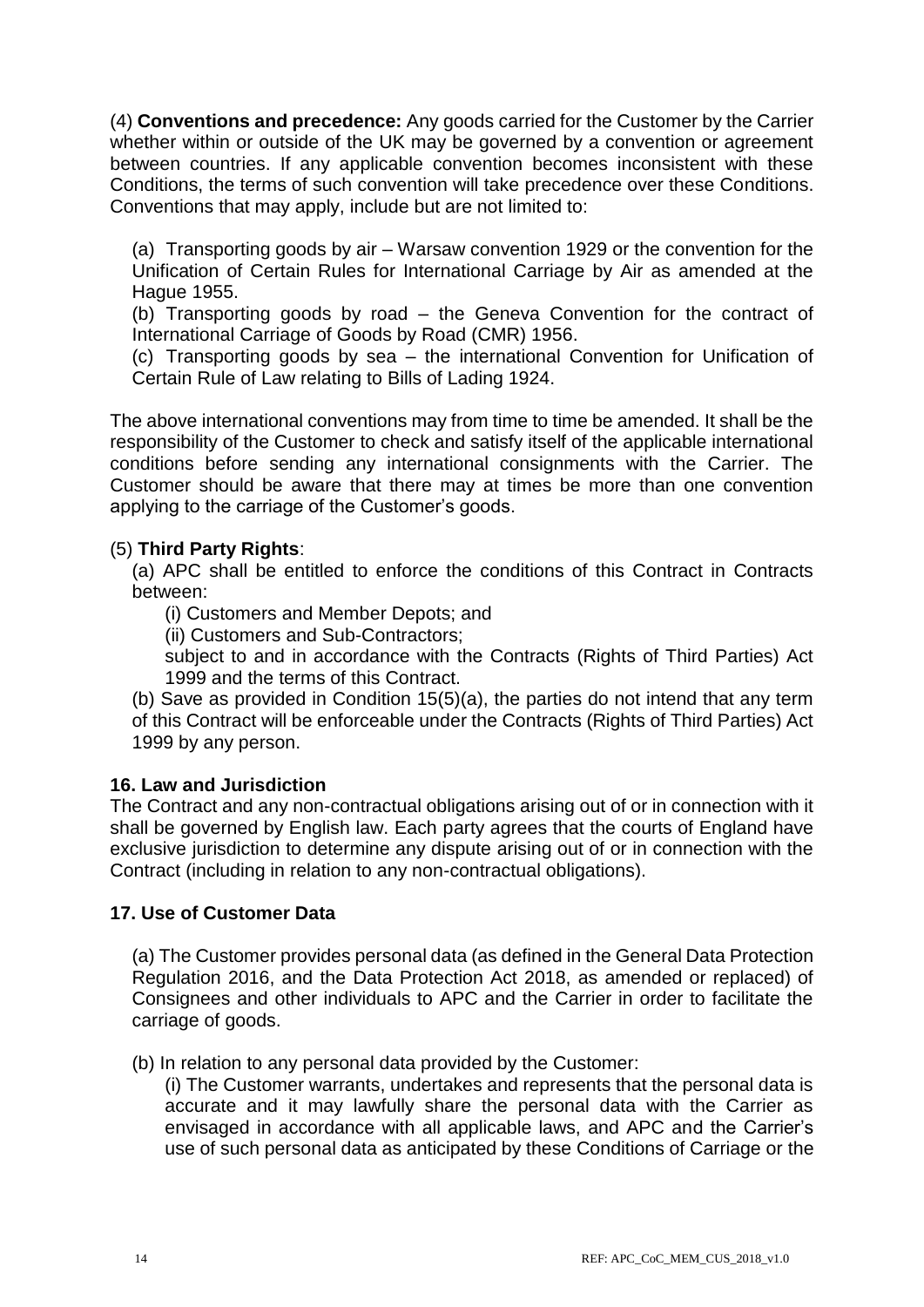(4) **Conventions and precedence:** Any goods carried for the Customer by the Carrier whether within or outside of the UK may be governed by a convention or agreement between countries. If any applicable convention becomes inconsistent with these Conditions, the terms of such convention will take precedence over these Conditions. Conventions that may apply, include but are not limited to:

(a) Transporting goods by air – Warsaw convention 1929 or the convention for the Unification of Certain Rules for International Carriage by Air as amended at the Hague 1955.

(b) Transporting goods by road – the Geneva Convention for the contract of International Carriage of Goods by Road (CMR) 1956.

(c) Transporting goods by sea – the international Convention for Unification of Certain Rule of Law relating to Bills of Lading 1924.

The above international conventions may from time to time be amended. It shall be the responsibility of the Customer to check and satisfy itself of the applicable international conditions before sending any international consignments with the Carrier. The Customer should be aware that there may at times be more than one convention applying to the carriage of the Customer's goods.

(5) **Third Party Rights**:

(a) APC shall be entitled to enforce the conditions of this Contract in Contracts between:

(i) Customers and Member Depots; and

(ii) Customers and Sub-Contractors;

subject to and in accordance with the Contracts (Rights of Third Parties) Act 1999 and the terms of this Contract.

(b) Save as provided in Condition 15(5)(a), the parties do not intend that any term of this Contract will be enforceable under the Contracts (Rights of Third Parties) Act 1999 by any person.

## 16. Law and Jurisdiction

The Contract and any non-contractual obligations arising out of or in connection with it shall be governed by English law. Each party agrees that the courts of England have exclusive jurisdiction to determine any dispute arising out of or in connection with the Contract (including in relation to any non-contractual obligations).

## 17. Use of Customer Data

(a) The Customer provides personal data (as defined in the General Data Protection Regulation 2016, and the Data Protection Act 2018, as amended or replaced) of Consignees and other individuals to APC and the Carrier in order to facilitate the carriage of goods.

(b) In relation to any personal data provided by the Customer:

(i) The Customer warrants, undertakes and represents that the personal data is accurate and it may lawfully share the personal data with the Carrier as envisaged in accordance with all applicable laws, and APC and the Carrier's use of such personal data as anticipated by these Conditions of Carriage or the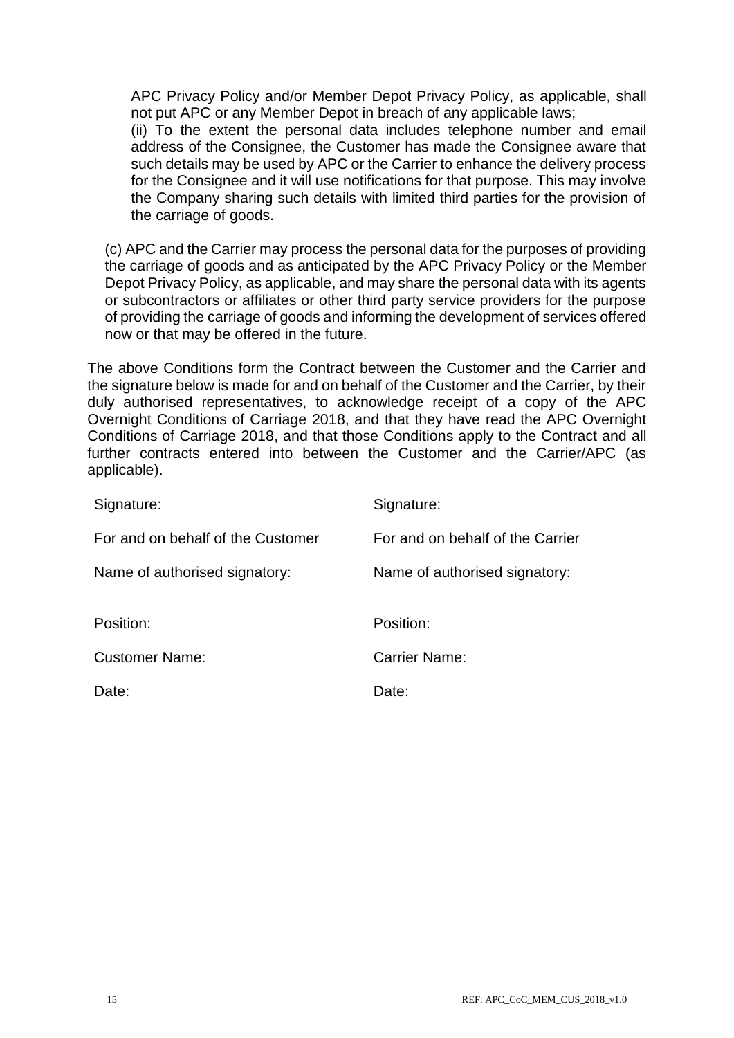APC Privacy Policy and/or Member Depot Privacy Policy, as applicable, shall not put APC or any Member Depot in breach of any applicable laws;

(ii) To the extent the personal data includes telephone number and email address of the Consignee, the Customer has made the Consignee aware that such details may be used by APC or the Carrier to enhance the delivery process for the Consignee and it will use notifications for that purpose. This may involve the Company sharing such details with limited third parties for the provision of the carriage of goods.

(c) APC and the Carrier may process the personal data for the purposes of providing the carriage of goods and as anticipated by the APC Privacy Policy or the Member Depot Privacy Policy, as applicable, and may share the personal data with its agents or subcontractors or affiliates or other third party service providers for the purpose of providing the carriage of goods and informing the development of services offered now or that may be offered in the future.

The above Conditions form the Contract between the Customer and the Carrier and the signature below is made for and on behalf of the Customer and the Carrier, by their duly authorised representatives, to acknowledge receipt of a copy of the APC Overnight Conditions of Carriage 2018, and that they have read the APC Overnight Conditions of Carriage 2018, and that those Conditions apply to the Contract and all further contracts entered into between the Customer and the Carrier/APC (as applicable).

| | |
|---|---|
| Signature: | Signature: |
| For and on behalf of the Customer | For and on behalf of the Carrier |
| Name of authorised signatory: | Name of authorised signatory: |
| Position: | Position: |
| Customer Name: | Carrier Name: |
| Date: | Date: |

REF: APC_CoC_MEM_CUS_2018_v1.0